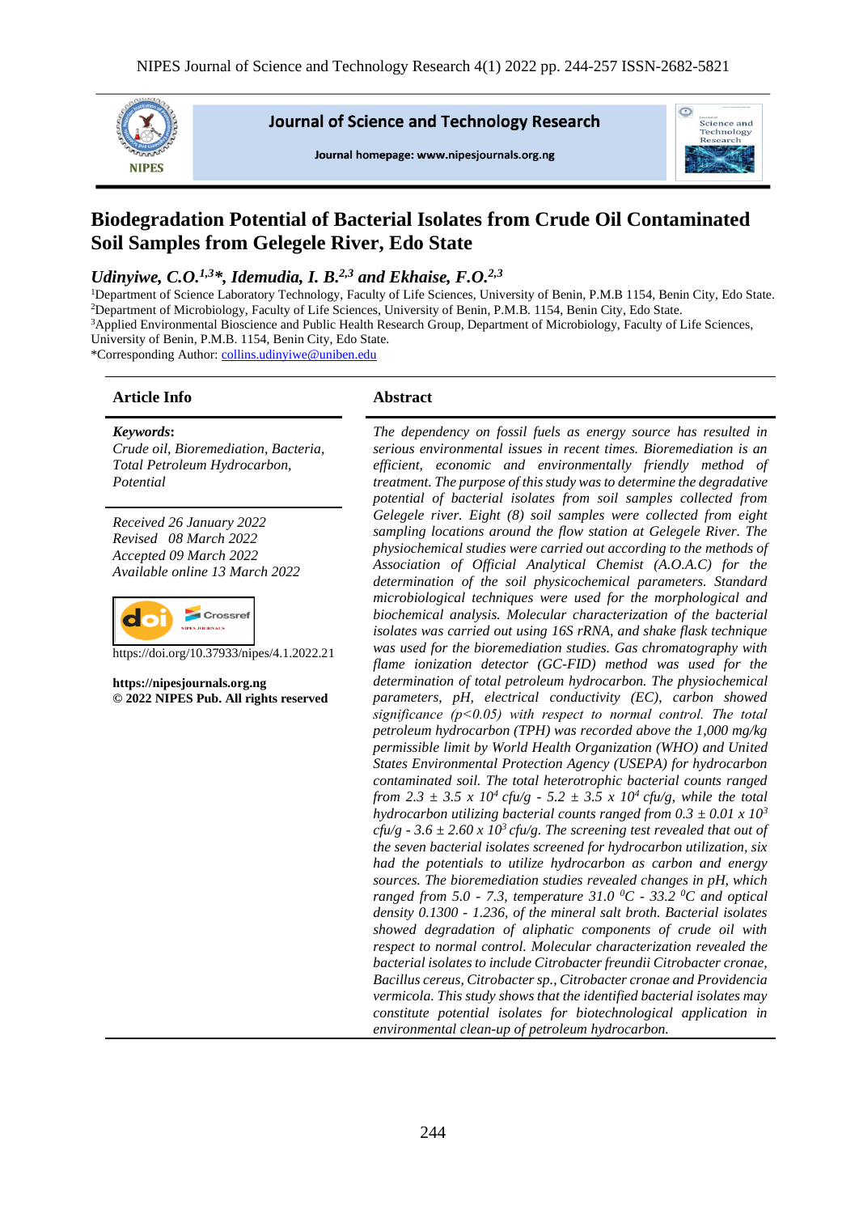# Biodegradation Potential of Bacterial Isolates from Crude Oil Contaminated Soil Samples from Gelegele River, Edo State

***Udinyiwe, C.O.[1,3]\*, Idemudia, I. B.[2,3] and Ekhaise, F.O.[2,3]***

[1]Department of Science Laboratory Technology, Faculty of Life Sciences, University of Benin, P.M.B 1154, Benin City, Edo State.
[2]Department of Microbiology, Faculty of Life Sciences, University of Benin, P.M.B. 1154, Benin City, Edo State.
[3]Applied Environmental Bioscience and Public Health Research Group, Department of Microbiology, Faculty of Life Sciences, University of Benin, P.M.B. 1154, Benin City, Edo State.
\*Corresponding Author: collins.udinyiwe@uniben.edu

## Article Info

***Keywords*:**
*Crude oil, Bioremediation, Bacteria, Total Petroleum Hydrocarbon, Potential*

*Received 26 January 2022*
*Revised 08 March 2022*
*Accepted 09 March 2022*
*Available online 13 March 2022*

https://doi.org/10.37933/nipes/4.1.2022.21

**https://nipesjournals.org.ng**
**© 2022 NIPES Pub. All rights reserved**

## Abstract

*The dependency on fossil fuels as energy source has resulted in serious environmental issues in recent times. Bioremediation is an efficient, economic and environmentally friendly method of treatment. The purpose of this study was to determine the degradative potential of bacterial isolates from soil samples collected from Gelegele river. Eight (8) soil samples were collected from eight sampling locations around the flow station at Gelegele River. The physiochemical studies were carried out according to the methods of Association of Official Analytical Chemist (A.O.A.C) for the determination of the soil physicochemical parameters. Standard microbiological techniques were used for the morphological and biochemical analysis. Molecular characterization of the bacterial isolates was carried out using 16S rRNA, and shake flask technique was used for the bioremediation studies. Gas chromatography with flame ionization detector (GC-FID) method was used for the determination of total petroleum hydrocarbon. The physiochemical parameters, pH, electrical conductivity (EC), carbon showed significance ($p<0.05$) with respect to normal control. The total petroleum hydrocarbon (TPH) was recorded above the 1,000 mg/kg permissible limit by World Health Organization (WHO) and United States Environmental Protection Agency (USEPA) for hydrocarbon contaminated soil. The total heterotrophic bacterial counts ranged from $2.3 \pm 3.5 \times 10^4$ cfu/g - $5.2 \pm 3.5 \times 10^4$ cfu/g, while the total hydrocarbon utilizing bacterial counts ranged from $0.3 \pm 0.01 \times 10^3$ cfu/g - $3.6 \pm 2.60 \times 10^3$ cfu/g. The screening test revealed that out of the seven bacterial isolates screened for hydrocarbon utilization, six had the potentials to utilize hydrocarbon as carbon and energy sources. The bioremediation studies revealed changes in pH, which ranged from 5.0 - 7.3, temperature 31.0 $^0$C - 33.2 $^0$C and optical density 0.1300 - 1.236, of the mineral salt broth. Bacterial isolates showed degradation of aliphatic components of crude oil with respect to normal control. Molecular characterization revealed the bacterial isolates to include Citrobacter freundii Citrobacter cronae, Bacillus cereus, Citrobacter sp., Citrobacter cronae and Providencia vermicola. This study shows that the identified bacterial isolates may constitute potential isolates for biotechnological application in environmental clean-up of petroleum hydrocarbon.*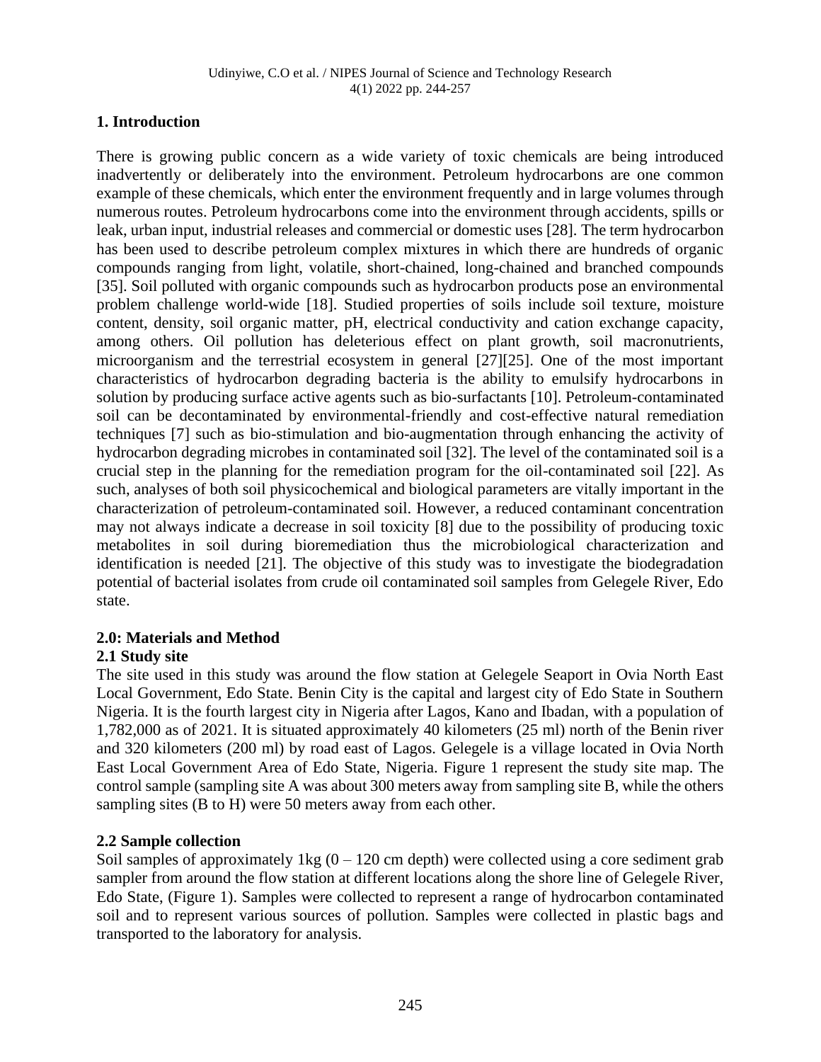## 1. Introduction

There is growing public concern as a wide variety of toxic chemicals are being introduced inadvertently or deliberately into the environment. Petroleum hydrocarbons are one common example of these chemicals, which enter the environment frequently and in large volumes through numerous routes. Petroleum hydrocarbons come into the environment through accidents, spills or leak, urban input, industrial releases and commercial or domestic uses [28]. The term hydrocarbon has been used to describe petroleum complex mixtures in which there are hundreds of organic compounds ranging from light, volatile, short-chained, long-chained and branched compounds [35]. Soil polluted with organic compounds such as hydrocarbon products pose an environmental problem challenge world-wide [18]. Studied properties of soils include soil texture, moisture content, density, soil organic matter, pH, electrical conductivity and cation exchange capacity, among others. Oil pollution has deleterious effect on plant growth, soil macronutrients, microorganism and the terrestrial ecosystem in general [27][25]. One of the most important characteristics of hydrocarbon degrading bacteria is the ability to emulsify hydrocarbons in solution by producing surface active agents such as bio-surfactants [10]. Petroleum-contaminated soil can be decontaminated by environmental-friendly and cost-effective natural remediation techniques [7] such as bio-stimulation and bio-augmentation through enhancing the activity of hydrocarbon degrading microbes in contaminated soil [32]. The level of the contaminated soil is a crucial step in the planning for the remediation program for the oil-contaminated soil [22]. As such, analyses of both soil physicochemical and biological parameters are vitally important in the characterization of petroleum-contaminated soil. However, a reduced contaminant concentration may not always indicate a decrease in soil toxicity [8] due to the possibility of producing toxic metabolites in soil during bioremediation thus the microbiological characterization and identification is needed [21]. The objective of this study was to investigate the biodegradation potential of bacterial isolates from crude oil contaminated soil samples from Gelegele River, Edo state.

## 2.0: Materials and Method

### 2.1 Study site

The site used in this study was around the flow station at Gelegele Seaport in Ovia North East Local Government, Edo State. Benin City is the capital and largest city of Edo State in Southern Nigeria. It is the fourth largest city in Nigeria after Lagos, Kano and Ibadan, with a population of 1,782,000 as of 2021. It is situated approximately 40 kilometers (25 ml) north of the Benin river and 320 kilometers (200 ml) by road east of Lagos. Gelegele is a village located in Ovia North East Local Government Area of Edo State, Nigeria. Figure 1 represent the study site map. The control sample (sampling site A was about 300 meters away from sampling site B, while the others sampling sites (B to H) were 50 meters away from each other.

### 2.2 Sample collection

Soil samples of approximately 1kg (0 – 120 cm depth) were collected using a core sediment grab sampler from around the flow station at different locations along the shore line of Gelegele River, Edo State, (Figure 1). Samples were collected to represent a range of hydrocarbon contaminated soil and to represent various sources of pollution. Samples were collected in plastic bags and transported to the laboratory for analysis.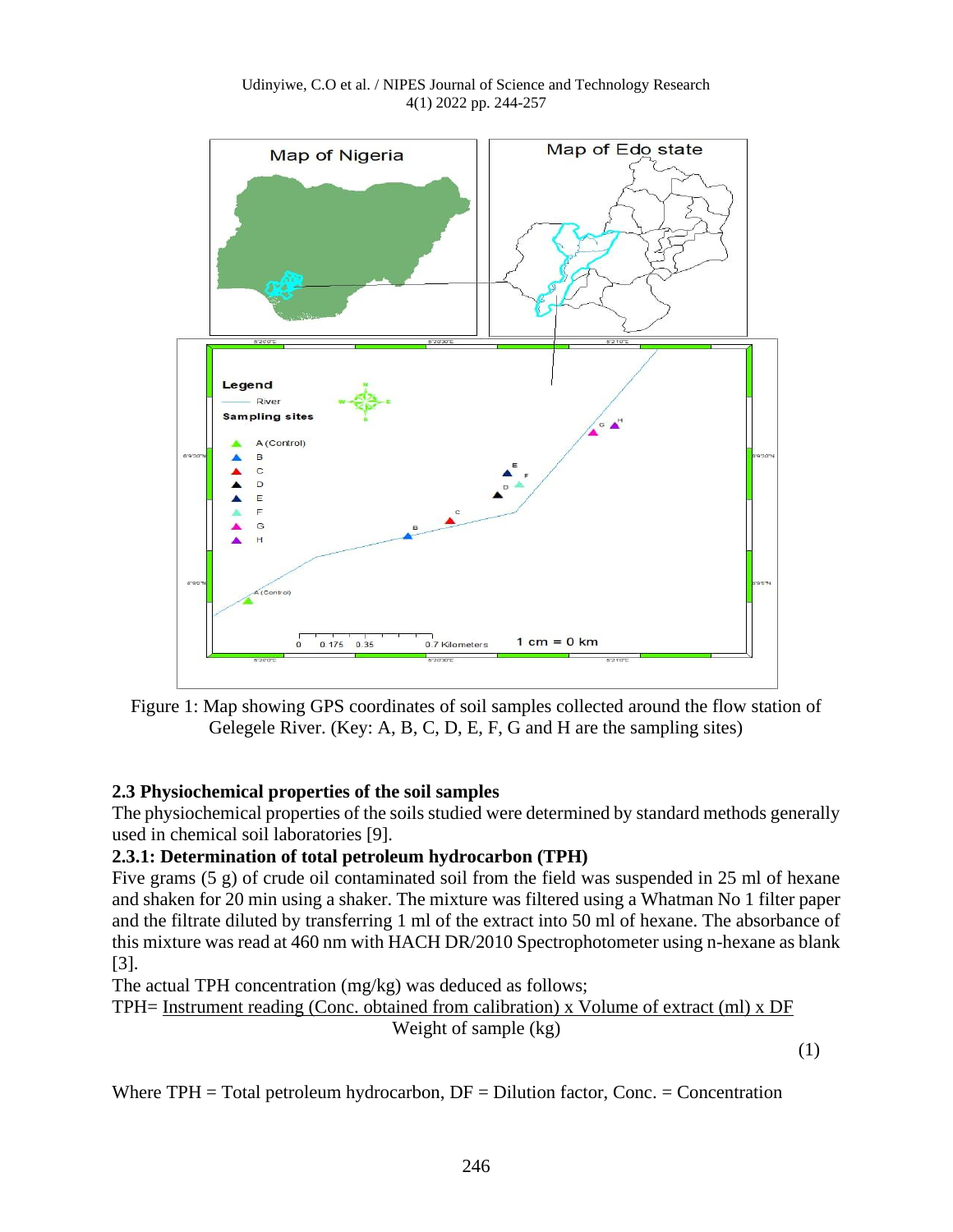Figure 1: Map showing GPS coordinates of soil samples collected around the flow station of Gelegele River. (Key: A, B, C, D, E, F, G and H are the sampling sites)

### 2.3 Physiochemical properties of the soil samples

The physiochemical properties of the soils studied were determined by standard methods generally used in chemical soil laboratories [9].

### 2.3.1: Determination of total petroleum hydrocarbon (TPH)

Five grams (5 g) of crude oil contaminated soil from the field was suspended in 25 ml of hexane and shaken for 20 min using a shaker. The mixture was filtered using a Whatman No 1 filter paper and the filtrate diluted by transferring 1 ml of the extract into 50 ml of hexane. The absorbance of this mixture was read at 460 nm with HACH DR/2010 Spectrophotometer using n-hexane as blank [3].

The actual TPH concentration (mg/kg) was deduced as follows;

$$TPH = \frac{\text{Instrument reading (Conc. obtained from calibration)} \times \text{Volume of extract (ml)} \times DF}{\text{Weight of sample (kg)}} \quad (1)$$

Where TPH = Total petroleum hydrocarbon, DF = Dilution factor, Conc. = Concentration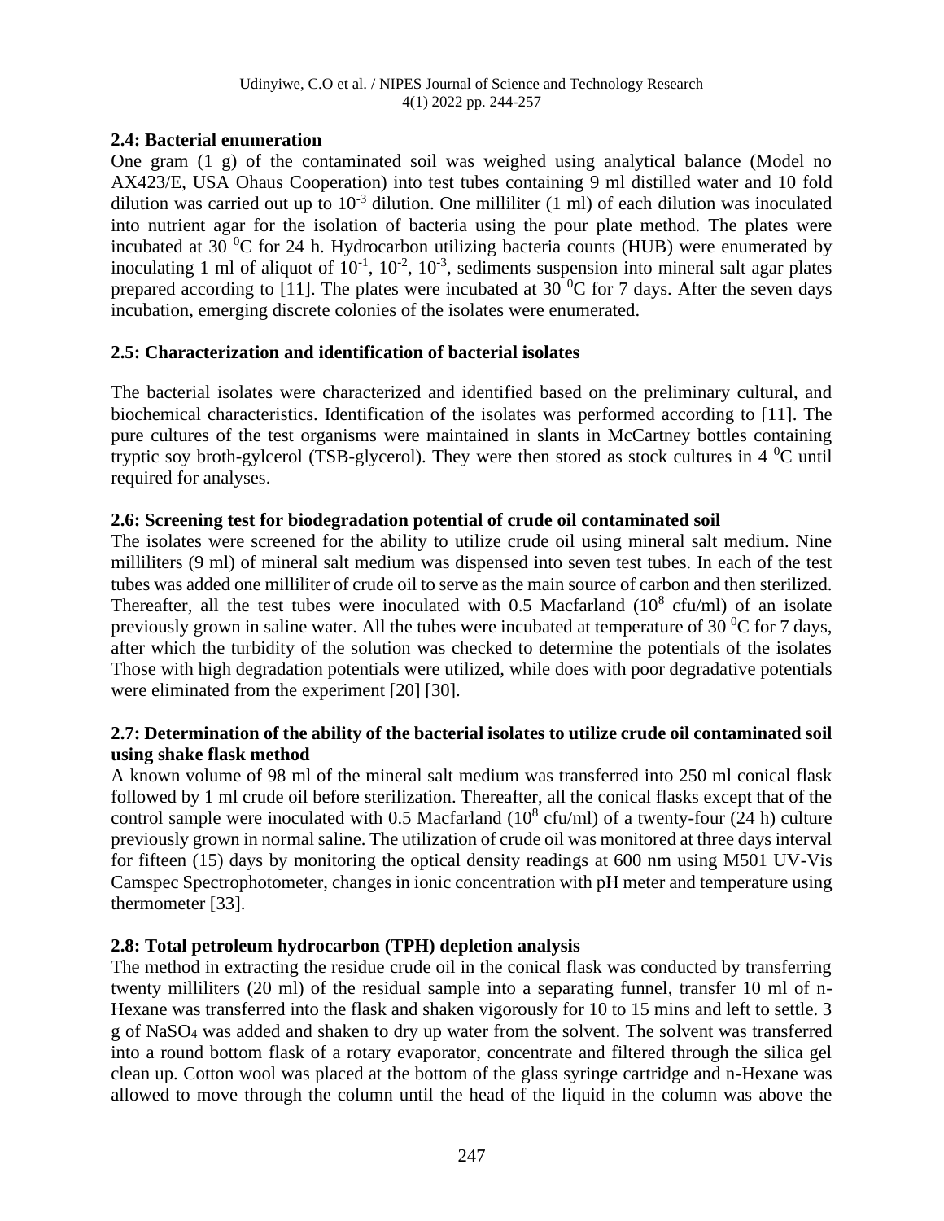### 2.4: Bacterial enumeration

One gram (1 g) of the contaminated soil was weighed using analytical balance (Model no AX423/E, USA Ohaus Cooperation) into test tubes containing 9 ml distilled water and 10 fold dilution was carried out up to $10^{-3}$ dilution. One milliliter (1 ml) of each dilution was inoculated into nutrient agar for the isolation of bacteria using the pour plate method. The plates were incubated at 30 $^0$C for 24 h. Hydrocarbon utilizing bacteria counts (HUB) were enumerated by inoculating 1 ml of aliquot of $10^{-1}$, $10^{-2}$, $10^{-3}$, sediments suspension into mineral salt agar plates prepared according to [11]. The plates were incubated at 30 $^0$C for 7 days. After the seven days incubation, emerging discrete colonies of the isolates were enumerated.

### 2.5: Characterization and identification of bacterial isolates

The bacterial isolates were characterized and identified based on the preliminary cultural, and biochemical characteristics. Identification of the isolates was performed according to [11]. The pure cultures of the test organisms were maintained in slants in McCartney bottles containing tryptic soy broth-gylcerol (TSB-glycerol). They were then stored as stock cultures in 4 $^0$C until required for analyses.

### 2.6: Screening test for biodegradation potential of crude oil contaminated soil

The isolates were screened for the ability to utilize crude oil using mineral salt medium. Nine milliliters (9 ml) of mineral salt medium was dispensed into seven test tubes. In each of the test tubes was added one milliliter of crude oil to serve as the main source of carbon and then sterilized. Thereafter, all the test tubes were inoculated with 0.5 Macfarland ($10^8$ cfu/ml) of an isolate previously grown in saline water. All the tubes were incubated at temperature of 30 $^0$C for 7 days, after which the turbidity of the solution was checked to determine the potentials of the isolates Those with high degradation potentials were utilized, while does with poor degradative potentials were eliminated from the experiment [20] [30].

### 2.7: Determination of the ability of the bacterial isolates to utilize crude oil contaminated soil using shake flask method

A known volume of 98 ml of the mineral salt medium was transferred into 250 ml conical flask followed by 1 ml crude oil before sterilization. Thereafter, all the conical flasks except that of the control sample were inoculated with 0.5 Macfarland ($10^8$ cfu/ml) of a twenty-four (24 h) culture previously grown in normal saline. The utilization of crude oil was monitored at three days interval for fifteen (15) days by monitoring the optical density readings at 600 nm using M501 UV-Vis Camspec Spectrophotometer, changes in ionic concentration with pH meter and temperature using thermometer [33].

### 2.8: Total petroleum hydrocarbon (TPH) depletion analysis

The method in extracting the residue crude oil in the conical flask was conducted by transferring twenty milliliters (20 ml) of the residual sample into a separating funnel, transfer 10 ml of n-Hexane was transferred into the flask and shaken vigorously for 10 to 15 mins and left to settle. 3 g of $NaSO_4$ was added and shaken to dry up water from the solvent. The solvent was transferred into a round bottom flask of a rotary evaporator, concentrate and filtered through the silica gel clean up. Cotton wool was placed at the bottom of the glass syringe cartridge and n-Hexane was allowed to move through the column until the head of the liquid in the column was above the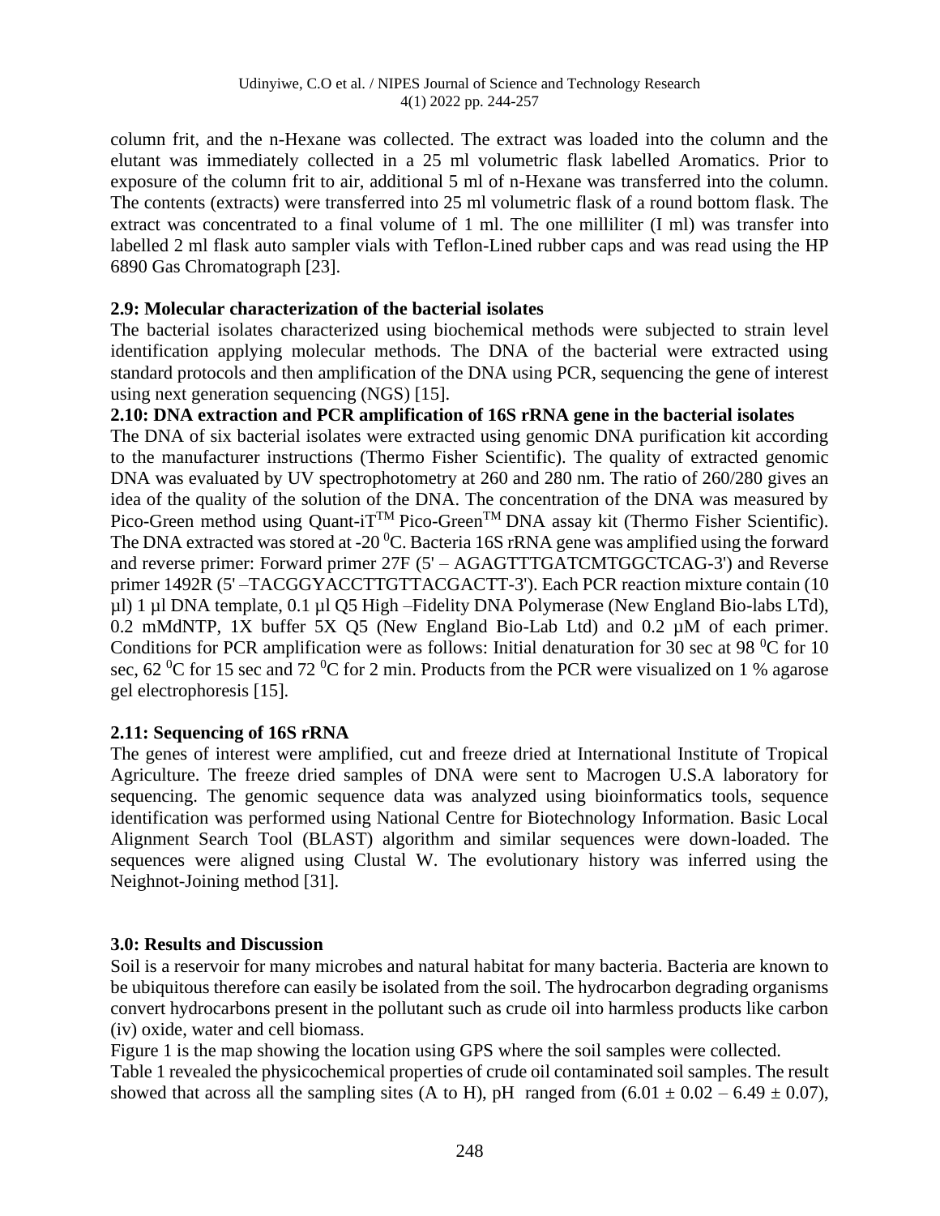column frit, and the n-Hexane was collected. The extract was loaded into the column and the elutant was immediately collected in a 25 ml volumetric flask labelled Aromatics. Prior to exposure of the column frit to air, additional 5 ml of n-Hexane was transferred into the column. The contents (extracts) were transferred into 25 ml volumetric flask of a round bottom flask. The extract was concentrated to a final volume of 1 ml. The one milliliter (I ml) was transfer into labelled 2 ml flask auto sampler vials with Teflon-Lined rubber caps and was read using the HP 6890 Gas Chromatograph [23].

### 2.9: Molecular characterization of the bacterial isolates

The bacterial isolates characterized using biochemical methods were subjected to strain level identification applying molecular methods. The DNA of the bacterial were extracted using standard protocols and then amplification of the DNA using PCR, sequencing the gene of interest using next generation sequencing (NGS) [15].

### 2.10: DNA extraction and PCR amplification of 16S rRNA gene in the bacterial isolates

The DNA of six bacterial isolates were extracted using genomic DNA purification kit according to the manufacturer instructions (Thermo Fisher Scientific). The quality of extracted genomic DNA was evaluated by UV spectrophotometry at 260 and 280 nm. The ratio of 260/280 gives an idea of the quality of the solution of the DNA. The concentration of the DNA was measured by Pico-Green method using Quant-iT$^{TM}$ Pico-Green$^{TM}$ DNA assay kit (Thermo Fisher Scientific). The DNA extracted was stored at -20 $^{0}$C. Bacteria 16S rRNA gene was amplified using the forward and reverse primer: Forward primer 27F (5' – AGAGTTTGATCMTGGCTCAG-3') and Reverse primer 1492R (5' –TACGGYACCTTGTTACGACTT-3'). Each PCR reaction mixture contain (10 µl) 1 µl DNA template, 0.1 µl Q5 High –Fidelity DNA Polymerase (New England Bio-labs LTd), 0.2 mMdNTP, 1X buffer 5X Q5 (New England Bio-Lab Ltd) and 0.2 µM of each primer. Conditions for PCR amplification were as follows: Initial denaturation for 30 sec at 98 $^{0}$C for 10 sec, 62 $^{0}$C for 15 sec and 72 $^{0}$C for 2 min. Products from the PCR were visualized on 1 % agarose gel electrophoresis [15].

### 2.11: Sequencing of 16S rRNA

The genes of interest were amplified, cut and freeze dried at International Institute of Tropical Agriculture. The freeze dried samples of DNA were sent to Macrogen U.S.A laboratory for sequencing. The genomic sequence data was analyzed using bioinformatics tools, sequence identification was performed using National Centre for Biotechnology Information. Basic Local Alignment Search Tool (BLAST) algorithm and similar sequences were down-loaded. The sequences were aligned using Clustal W. The evolutionary history was inferred using the Neighnot-Joining method [31].

## 3.0: Results and Discussion

Soil is a reservoir for many microbes and natural habitat for many bacteria. Bacteria are known to be ubiquitous therefore can easily be isolated from the soil. The hydrocarbon degrading organisms convert hydrocarbons present in the pollutant such as crude oil into harmless products like carbon (iv) oxide, water and cell biomass.

Figure 1 is the map showing the location using GPS where the soil samples were collected.

Table 1 revealed the physicochemical properties of crude oil contaminated soil samples. The result showed that across all the sampling sites (A to H), pH ranged from ($6.01 \pm 0.02 – 6.49 \pm 0.07$),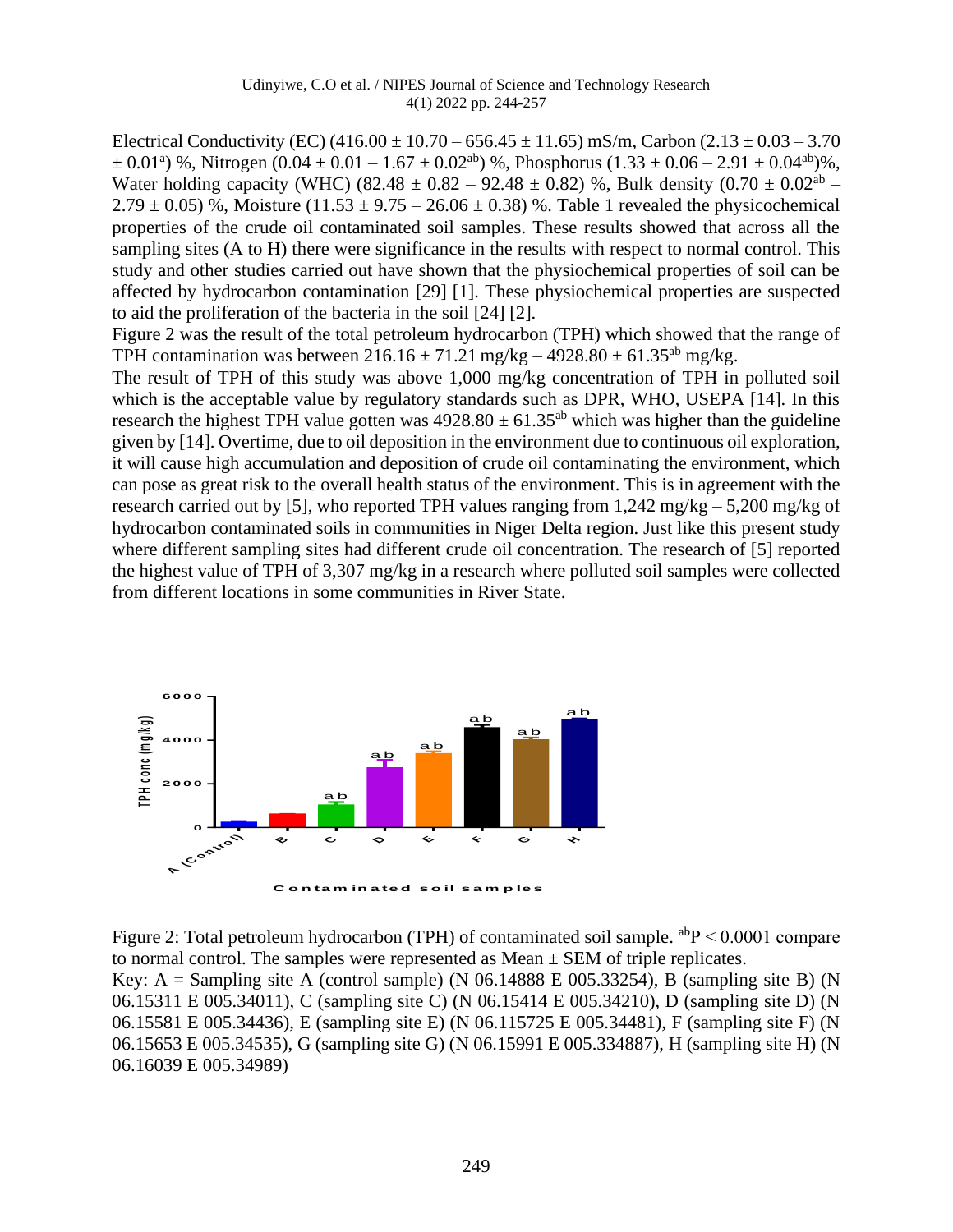Electrical Conductivity (EC) ($416.00 \pm 10.70 - 656.45 \pm 11.65$) mS/m, Carbon ($2.13 \pm 0.03 - 3.70 \pm 0.01^{a}$) %, Nitrogen ($0.04 \pm 0.01 - 1.67 \pm 0.02^{ab}$) %, Phosphorus ($1.33 \pm 0.06 - 2.91 \pm 0.04^{ab}$)%, Water holding capacity (WHC) ($82.48 \pm 0.82 - 92.48 \pm 0.82$) %, Bulk density ($0.70 \pm 0.02^{ab} - 2.79 \pm 0.05$) %, Moisture ($11.53 \pm 9.75 - 26.06 \pm 0.38$) %. Table 1 revealed the physicochemical properties of the crude oil contaminated soil samples. These results showed that across all the sampling sites (A to H) there were significance in the results with respect to normal control. This study and other studies carried out have shown that the physiochemical properties of soil can be affected by hydrocarbon contamination [29] [1]. These physiochemical properties are suspected to aid the proliferation of the bacteria in the soil [24] [2].

Figure 2 was the result of the total petroleum hydrocarbon (TPH) which showed that the range of TPH contamination was between $216.16 \pm 71.21$ mg/kg – $4928.80 \pm 61.35^{ab}$ mg/kg.

The result of TPH of this study was above 1,000 mg/kg concentration of TPH in polluted soil which is the acceptable value by regulatory standards such as DPR, WHO, USEPA [14]. In this research the highest TPH value gotten was $4928.80 \pm 61.35^{ab}$ which was higher than the guideline given by [14]. Overtime, due to oil deposition in the environment due to continuous oil exploration, it will cause high accumulation and deposition of crude oil contaminating the environment, which can pose as great risk to the overall health status of the environment. This is in agreement with the research carried out by [5], who reported TPH values ranging from 1,242 mg/kg – 5,200 mg/kg of hydrocarbon contaminated soils in communities in Niger Delta region. Just like this present study where different sampling sites had different crude oil concentration. The research of [5] reported the highest value of TPH of 3,307 mg/kg in a research where polluted soil samples were collected from different locations in some communities in River State.

Figure 2: Total petroleum hydrocarbon (TPH) of contaminated soil sample. $^{ab}P < 0.0001$ compare to normal control. The samples were represented as Mean ± SEM of triple replicates.

Key: A = Sampling site A (control sample) (N 06.14888 E 005.33254), B (sampling site B) (N 06.15311 E 005.34011), C (sampling site C) (N 06.15414 E 005.34210), D (sampling site D) (N 06.15581 E 005.34436), E (sampling site E) (N 06.115725 E 005.34481), F (sampling site F) (N 06.15653 E 005.34535), G (sampling site G) (N 06.15991 E 005.334887), H (sampling site H) (N 06.16039 E 005.34989)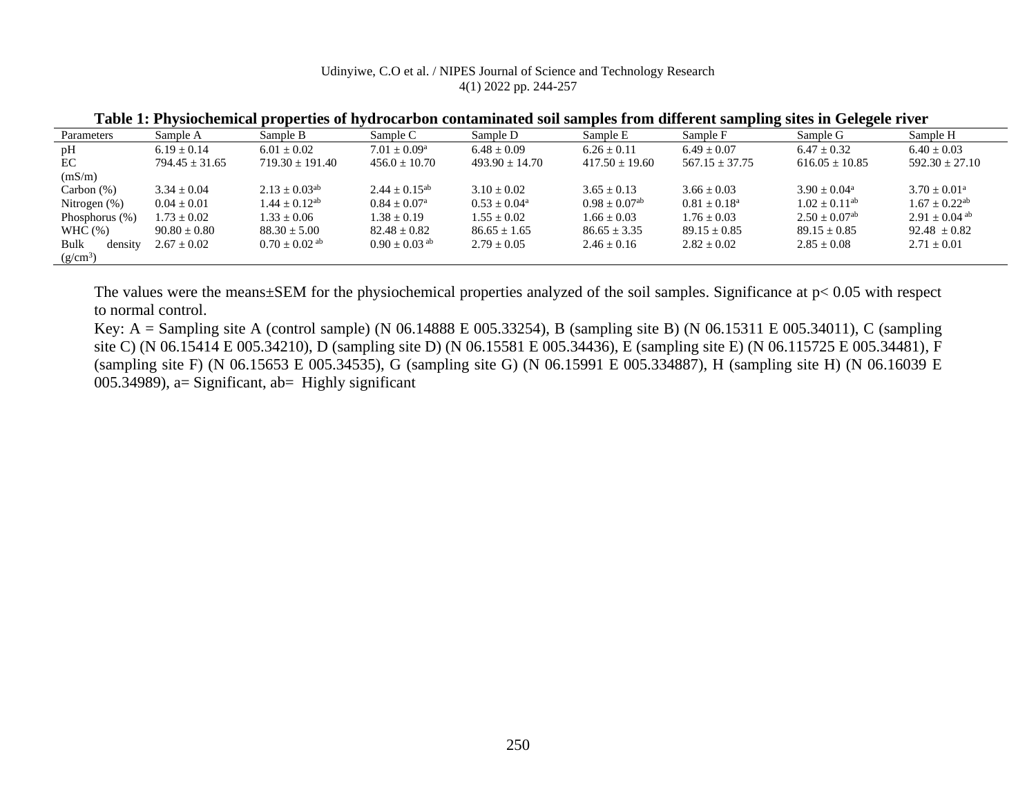**Table 1: Physiochemical properties of hydrocarbon contaminated soil samples from different sampling sites in Gelegele river**

| Parameters | Sample A | Sample B | Sample C | Sample D | Sample E | Sample F | Sample G | Sample H |
|---|---|---|---|---|---|---|---|---|
| pH | 6.19 ± 0.14 | 6.01 ± 0.02 | 7.01 ± 0.09[a] | 6.48 ± 0.09 | 6.26 ± 0.11 | 6.49 ± 0.07 | 6.47 ± 0.32 | 6.40 ± 0.03 |
| EC (mS/m) | 794.45 ± 31.65 | 719.30 ± 191.40 | 456.0 ± 10.70 | 493.90 ± 14.70 | 417.50 ± 19.60 | 567.15 ± 37.75 | 616.05 ± 10.85 | 592.30 ± 27.10 |
| Carbon (%) | 3.34 ± 0.04 | 2.13 ± 0.03[ab] | 2.44 ± 0.15[ab] | 3.10 ± 0.02 | 3.65 ± 0.13 | 3.66 ± 0.03 | 3.90 ± 0.04[a] | 3.70 ± 0.01[a] |
| Nitrogen (%) | 0.04 ± 0.01 | 1.44 ± 0.12[ab] | 0.84 ± 0.07[a] | 0.53 ± 0.04[a] | 0.98 ± 0.07[ab] | 0.81 ± 0.18[a] | 1.02 ± 0.11[ab] | 1.67 ± 0.22[ab] |
| Phosphorus (%) | 1.73 ± 0.02 | 1.33 ± 0.06 | 1.38 ± 0.19 | 1.55 ± 0.02 | 1.66 ± 0.03 | 1.76 ± 0.03 | 2.50 ± 0.07[ab] | 2.91 ± 0.04 [ab] |
| WHC (%) | 90.80 ± 0.80 | 88.30 ± 5.00 | 82.48 ± 0.82 | 86.65 ± 1.65 | 86.65 ± 3.35 | 89.15 ± 0.85 | 89.15 ± 0.85 | 92.48 ± 0.82 |
| Bulk density ($g/cm^3$) | 2.67 ± 0.02 | 0.70 ± 0.02 [ab] | 0.90 ± 0.03 [ab] | 2.79 ± 0.05 | 2.46 ± 0.16 | 2.82 ± 0.02 | 2.85 ± 0.08 | 2.71 ± 0.01 |

The values were the means±SEM for the physiochemical properties analyzed of the soil samples. Significance at $p < 0.05$ with respect to normal control.

Key: A = Sampling site A (control sample) (N 06.14888 E 005.33254), B (sampling site B) (N 06.15311 E 005.34011), C (sampling site C) (N 06.15414 E 005.34210), D (sampling site D) (N 06.15581 E 005.34436), E (sampling site E) (N 06.115725 E 005.34481), F (sampling site F) (N 06.15653 E 005.34535), G (sampling site G) (N 06.15991 E 005.334887), H (sampling site H) (N 06.16039 E 005.34989), a= Significant, ab= Highly significant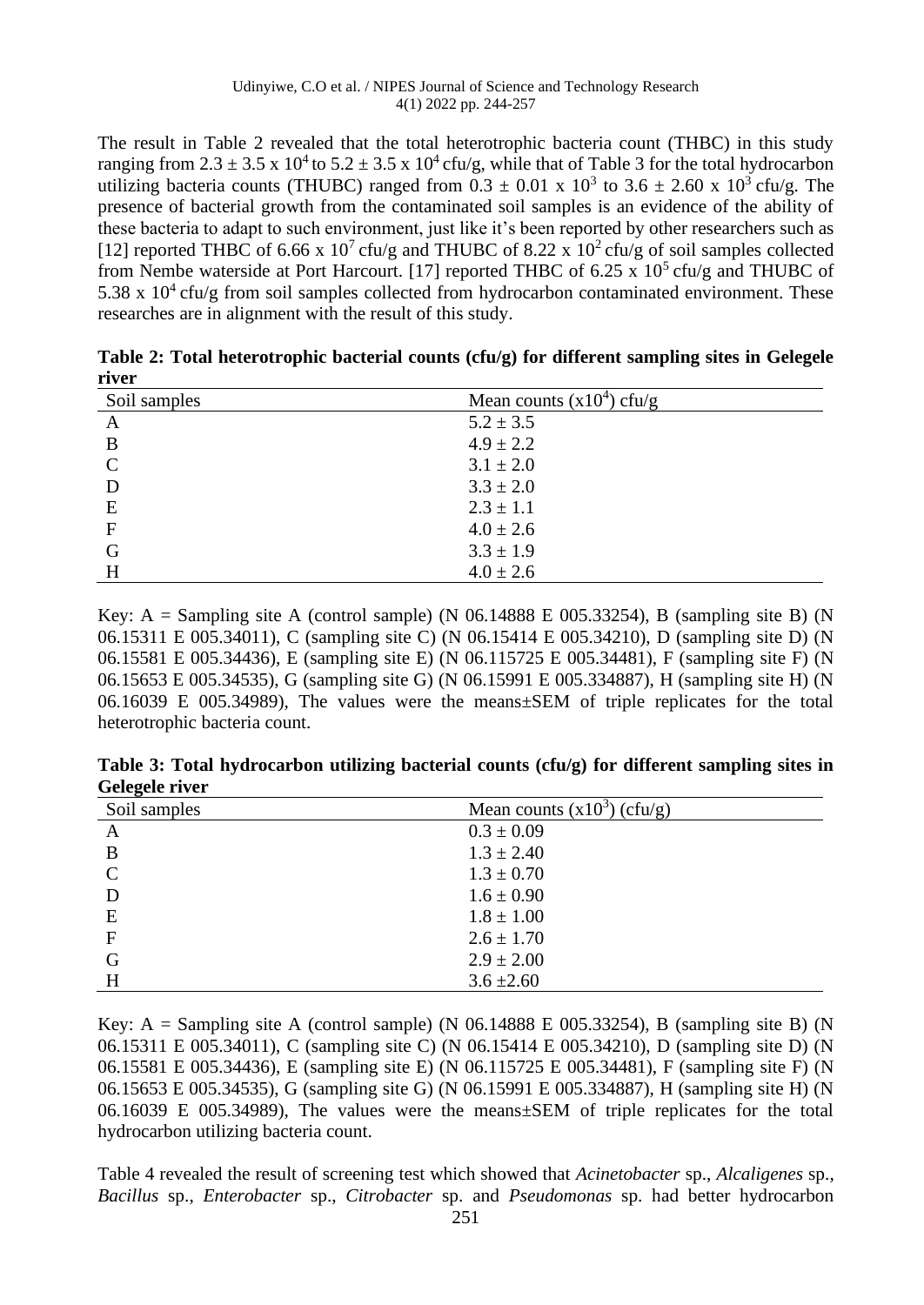The result in Table 2 revealed that the total heterotrophic bacteria count (THBC) in this study ranging from $2.3 \pm 3.5 \times 10^4$ to $5.2 \pm 3.5 \times 10^4$ cfu/g, while that of Table 3 for the total hydrocarbon utilizing bacteria counts (THUBC) ranged from $0.3 \pm 0.01 \times 10^3$ to $3.6 \pm 2.60 \times 10^3$ cfu/g. The presence of bacterial growth from the contaminated soil samples is an evidence of the ability of these bacteria to adapt to such environment, just like it's been reported by other researchers such as [12] reported THBC of $6.66 \times 10^7$ cfu/g and THUBC of $8.22 \times 10^2$ cfu/g of soil samples collected from Nembe waterside at Port Harcourt. [17] reported THBC of $6.25 \times 10^5$ cfu/g and THUBC of $5.38 \times 10^4$ cfu/g from soil samples collected from hydrocarbon contaminated environment. These researches are in alignment with the result of this study.

**Table 2: Total heterotrophic bacterial counts (cfu/g) for different sampling sites in Gelegele river**

| Soil samples | Mean counts ($\times 10^4$) cfu/g |
|---|---|
| A | $5.2 \pm 3.5$ |
| B | $4.9 \pm 2.2$ |
| C | $3.1 \pm 2.0$ |
| D | $3.3 \pm 2.0$ |
| E | $2.3 \pm 1.1$ |
| F | $4.0 \pm 2.6$ |
| G | $3.3 \pm 1.9$ |
| H | $4.0 \pm 2.6$ |

Key: A = Sampling site A (control sample) (N 06.14888 E 005.33254), B (sampling site B) (N 06.15311 E 005.34011), C (sampling site C) (N 06.15414 E 005.34210), D (sampling site D) (N 06.15581 E 005.34436), E (sampling site E) (N 06.115725 E 005.34481), F (sampling site F) (N 06.15653 E 005.34535), G (sampling site G) (N 06.15991 E 005.334887), H (sampling site H) (N 06.16039 E 005.34989), The values were the means±SEM of triple replicates for the total heterotrophic bacteria count.

**Table 3: Total hydrocarbon utilizing bacterial counts (cfu/g) for different sampling sites in Gelegele river**

| Soil samples | Mean counts ($\times 10^3$) (cfu/g) |
|---|---|
| A | $0.3 \pm 0.09$ |
| B | $1.3 \pm 2.40$ |
| C | $1.3 \pm 0.70$ |
| D | $1.6 \pm 0.90$ |
| E | $1.8 \pm 1.00$ |
| F | $2.6 \pm 1.70$ |
| G | $2.9 \pm 2.00$ |
| H | $3.6 \pm 2.60$ |

Key: A = Sampling site A (control sample) (N 06.14888 E 005.33254), B (sampling site B) (N 06.15311 E 005.34011), C (sampling site C) (N 06.15414 E 005.34210), D (sampling site D) (N 06.15581 E 005.34436), E (sampling site E) (N 06.115725 E 005.34481), F (sampling site F) (N 06.15653 E 005.34535), G (sampling site G) (N 06.15991 E 005.334887), H (sampling site H) (N 06.16039 E 005.34989), The values were the means±SEM of triple replicates for the total hydrocarbon utilizing bacteria count.

Table 4 revealed the result of screening test which showed that *Acinetobacter* sp., *Alcaligenes* sp., *Bacillus* sp., *Enterobacter* sp., *Citrobacter* sp. and *Pseudomonas* sp. had better hydrocarbon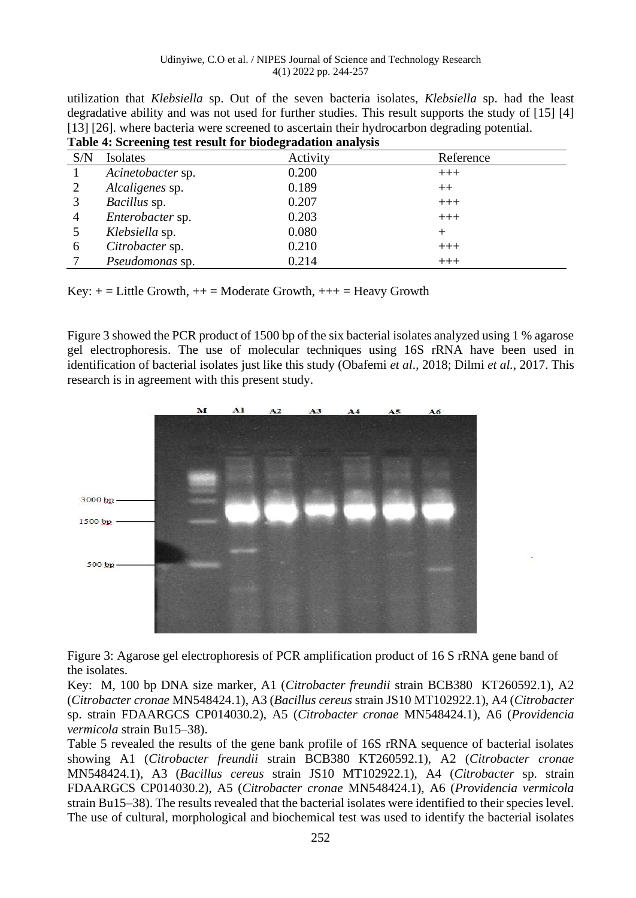utilization that *Klebsiella* sp. Out of the seven bacteria isolates, *Klebsiella* sp. had the least degradative ability and was not used for further studies. This result supports the study of [15] [4] [13] [26]. where bacteria were screened to ascertain their hydrocarbon degrading potential.

**Table 4: Screening test result for biodegradation analysis**

| S/N | Isolates | Activity | Reference |
|---|---|---|---|
| 1 | *Acinetobacter* sp. | 0.200 | +++ |
| 2 | *Alcaligenes* sp. | 0.189 | ++ |
| 3 | *Bacillus* sp. | 0.207 | +++ |
| 4 | *Enterobacter* sp. | 0.203 | +++ |
| 5 | *Klebsiella* sp. | 0.080 | + |
| 6 | *Citrobacter* sp. | 0.210 | +++ |
| 7 | *Pseudomonas* sp. | 0.214 | +++ |

Key: + = Little Growth, ++ = Moderate Growth, +++ = Heavy Growth

Figure 3 showed the PCR product of 1500 bp of the six bacterial isolates analyzed using 1 % agarose gel electrophoresis. The use of molecular techniques using 16S rRNA have been used in identification of bacterial isolates just like this study (Obafemi *et al.*, 2018; Dilmi *et al.*, 2017. This research is in agreement with this present study.

Figure 3: Agarose gel electrophoresis of PCR amplification product of 16 S rRNA gene band of the isolates.

Key: M, 100 bp DNA size marker, A1 (*Citrobacter freundii* strain BCB380 KT260592.1), A2 (*Citrobacter cronae* MN548424.1), A3 (*Bacillus cereus* strain JS10 MT102922.1), A4 (*Citrobacter* sp. strain FDAARGCS CP014030.2), A5 (*Citrobacter cronae* MN548424.1), A6 (*Providencia vermicola* strain Bu15–38).

Table 5 revealed the results of the gene bank profile of 16S rRNA sequence of bacterial isolates showing A1 (*Citrobacter freundii* strain BCB380 KT260592.1), A2 (*Citrobacter cronae* MN548424.1), A3 (*Bacillus cereus* strain JS10 MT102922.1), A4 (*Citrobacter* sp. strain FDAARGCS CP014030.2), A5 (*Citrobacter cronae* MN548424.1), A6 (*Providencia vermicola* strain Bu15–38). The results revealed that the bacterial isolates were identified to their species level. The use of cultural, morphological and biochemical test was used to identify the bacterial isolates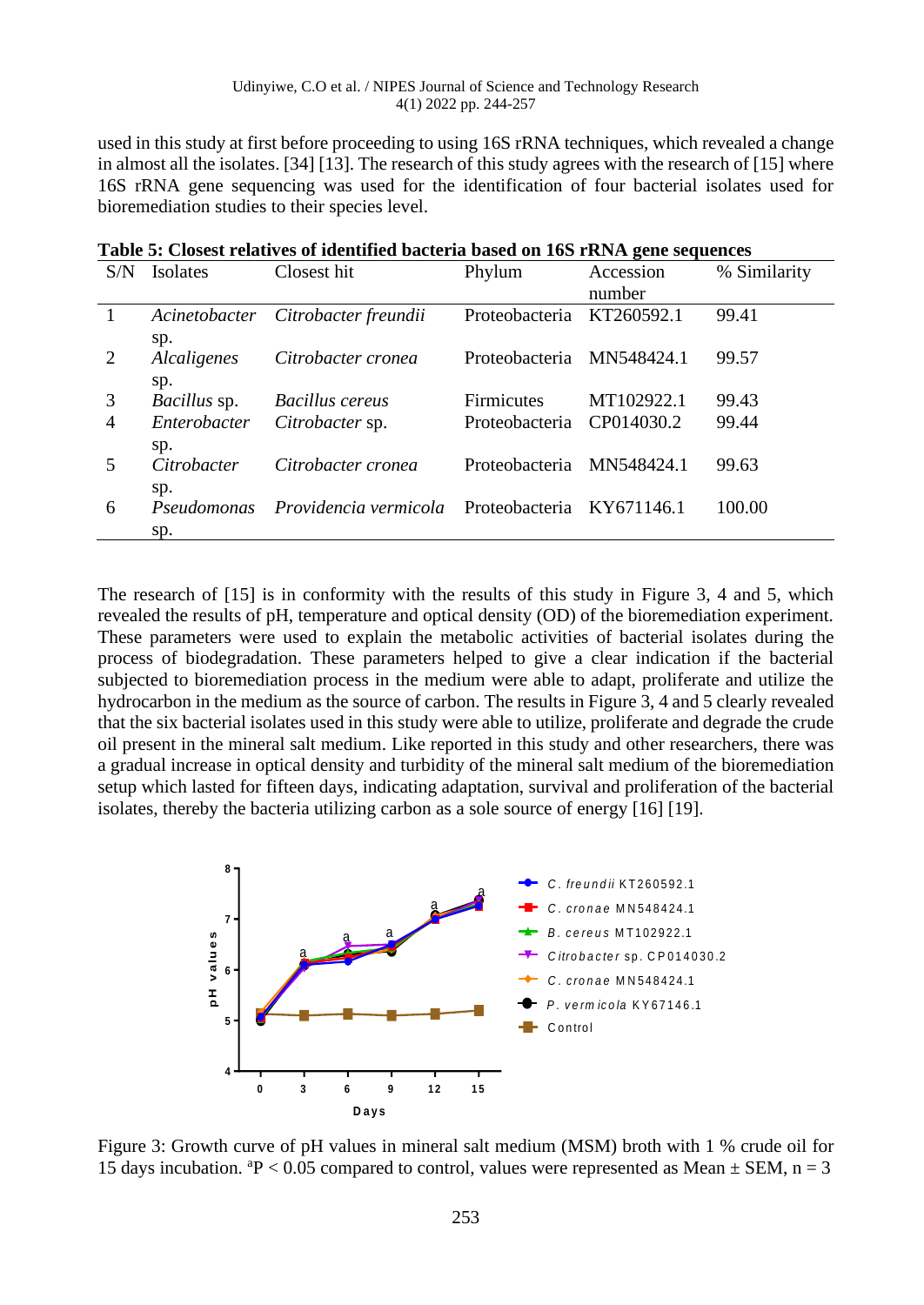used in this study at first before proceeding to using 16S rRNA techniques, which revealed a change in almost all the isolates. [34] [13]. The research of this study agrees with the research of [15] where 16S rRNA gene sequencing was used for the identification of four bacterial isolates used for bioremediation studies to their species level.

**Table 5: Closest relatives of identified bacteria based on 16S rRNA gene sequences**

| S/N | Isolates | Closest hit | Phylum | Accession number | % Similarity |
|---|---|---|---|---|---|
| 1 | *Acinetobacter* sp. | *Citrobacter freundii* | Proteobacteria | KT260592.1 | 99.41 |
| 2 | *Alcaligenes* sp. | *Citrobacter cronea* | Proteobacteria | MN548424.1 | 99.57 |
| 3 | *Bacillus* sp. | *Bacillus cereus* | Firmicutes | MT102922.1 | 99.43 |
| 4 | *Enterobacter* sp. | *Citrobacter* sp. | Proteobacteria | CP014030.2 | 99.44 |
| 5 | *Citrobacter* sp. | *Citrobacter cronea* | Proteobacteria | MN548424.1 | 99.63 |
| 6 | *Pseudomonas* sp. | *Providencia vermicola* | Proteobacteria | KY671146.1 | 100.00 |

The research of [15] is in conformity with the results of this study in Figure 3, 4 and 5, which revealed the results of pH, temperature and optical density (OD) of the bioremediation experiment. These parameters were used to explain the metabolic activities of bacterial isolates during the process of biodegradation. These parameters helped to give a clear indication if the bacterial subjected to bioremediation process in the medium were able to adapt, proliferate and utilize the hydrocarbon in the medium as the source of carbon. The results in Figure 3, 4 and 5 clearly revealed that the six bacterial isolates used in this study were able to utilize, proliferate and degrade the crude oil present in the mineral salt medium. Like reported in this study and other researchers, there was a gradual increase in optical density and turbidity of the mineral salt medium of the bioremediation setup which lasted for fifteen days, indicating adaptation, survival and proliferation of the bacterial isolates, thereby the bacteria utilizing carbon as a sole source of energy [16] [19].

Figure 3: Growth curve of pH values in mineral salt medium (MSM) broth with 1 % crude oil for 15 days incubation. [a]P < 0.05 compared to control, values were represented as Mean ± SEM, n = 3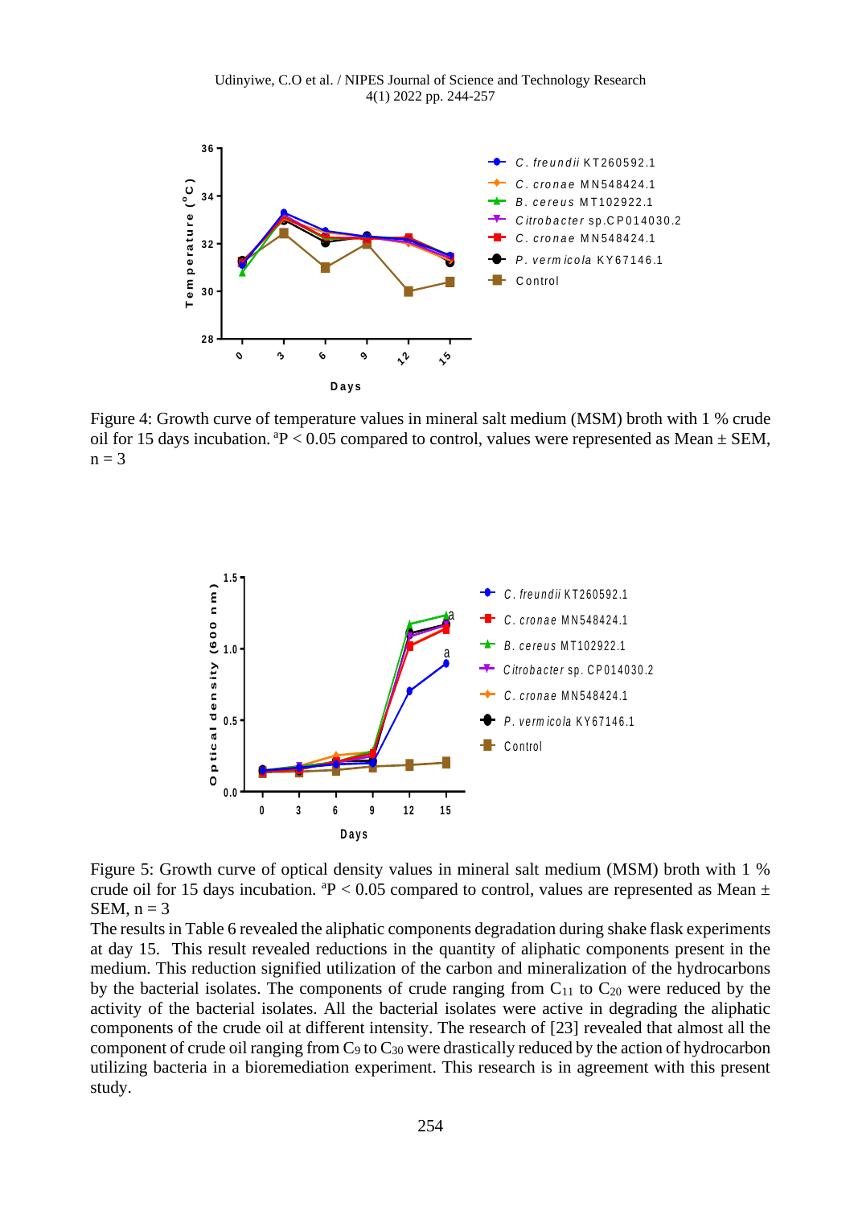Figure 4: Growth curve of temperature values in mineral salt medium (MSM) broth with 1 % crude oil for 15 days incubation. [a]P < 0.05 compared to control, values were represented as Mean ± SEM, n = 3

Figure 5: Growth curve of optical density values in mineral salt medium (MSM) broth with 1 % crude oil for 15 days incubation. [a]P < 0.05 compared to control, values are represented as Mean ± SEM, n = 3

The results in Table 6 revealed the aliphatic components degradation during shake flask experiments at day 15. This result revealed reductions in the quantity of aliphatic components present in the medium. This reduction signified utilization of the carbon and mineralization of the hydrocarbons by the bacterial isolates. The components of crude ranging from $C_{11}$ to $C_{20}$ were reduced by the activity of the bacterial isolates. All the bacterial isolates were active in degrading the aliphatic components of the crude oil at different intensity. The research of [23] revealed that almost all the component of crude oil ranging from $C_9$ to $C_{30}$ were drastically reduced by the action of hydrocarbon utilizing bacteria in a bioremediation experiment. This research is in agreement with this present study.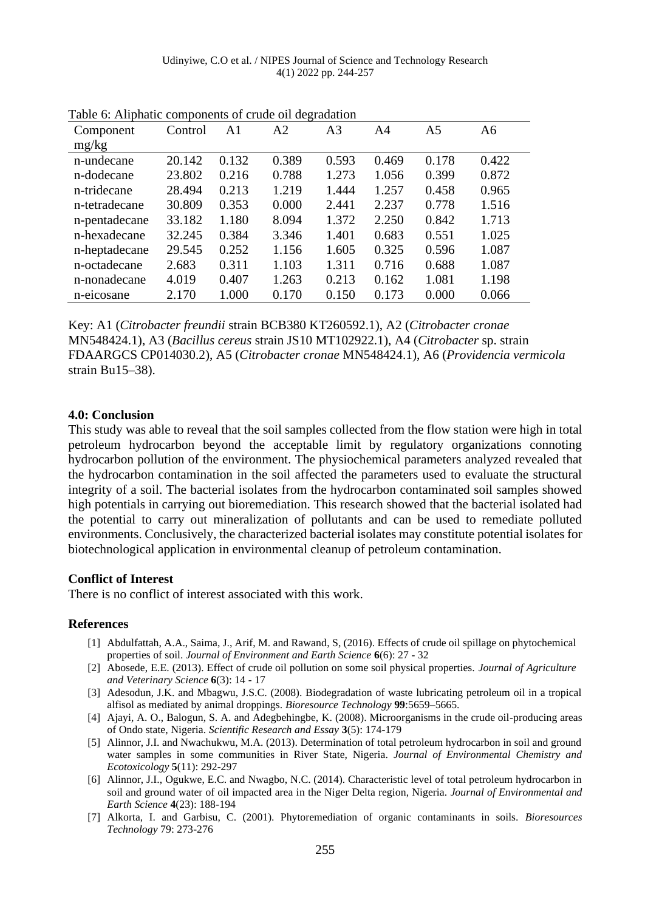Table 6: Aliphatic components of crude oil degradation

| Component mg/kg | Control | A1 | A2 | A3 | A4 | A5 | A6 |
|---|---|---|---|---|---|---|---|
| n-undecane | 20.142 | 0.132 | 0.389 | 0.593 | 0.469 | 0.178 | 0.422 |
| n-dodecane | 23.802 | 0.216 | 0.788 | 1.273 | 1.056 | 0.399 | 0.872 |
| n-tridecane | 28.494 | 0.213 | 1.219 | 1.444 | 1.257 | 0.458 | 0.965 |
| n-tetradecane | 30.809 | 0.353 | 0.000 | 2.441 | 2.237 | 0.778 | 1.516 |
| n-pentadecane | 33.182 | 1.180 | 8.094 | 1.372 | 2.250 | 0.842 | 1.713 |
| n-hexadecane | 32.245 | 0.384 | 3.346 | 1.401 | 0.683 | 0.551 | 1.025 |
| n-heptadecane | 29.545 | 0.252 | 1.156 | 1.605 | 0.325 | 0.596 | 1.087 |
| n-octadecane | 2.683 | 0.311 | 1.103 | 1.311 | 0.716 | 0.688 | 1.087 |
| n-nonadecane | 4.019 | 0.407 | 1.263 | 0.213 | 0.162 | 1.081 | 1.198 |
| n-eicosane | 2.170 | 1.000 | 0.170 | 0.150 | 0.173 | 0.000 | 0.066 |

Key: A1 (*Citrobacter freundii* strain BCB380 KT260592.1), A2 (*Citrobacter cronae* MN548424.1), A3 (*Bacillus cereus* strain JS10 MT102922.1), A4 (*Citrobacter* sp. strain FDAARGCS CP014030.2), A5 (*Citrobacter cronae* MN548424.1), A6 (*Providencia vermicola* strain Bu15–38).

## 4.0: Conclusion

This study was able to reveal that the soil samples collected from the flow station were high in total petroleum hydrocarbon beyond the acceptable limit by regulatory organizations connoting hydrocarbon pollution of the environment. The physiochemical parameters analyzed revealed that the hydrocarbon contamination in the soil affected the parameters used to evaluate the structural integrity of a soil. The bacterial isolates from the hydrocarbon contaminated soil samples showed high potentials in carrying out bioremediation. This research showed that the bacterial isolated had the potential to carry out mineralization of pollutants and can be used to remediate polluted environments. Conclusively, the characterized bacterial isolates may constitute potential isolates for biotechnological application in environmental cleanup of petroleum contamination.

## Conflict of Interest

There is no conflict of interest associated with this work.

## References

[1] Abdulfattah, A.A., Saima, J., Arif, M. and Rawand, S, (2016). Effects of crude oil spillage on phytochemical properties of soil. *Journal of Environment and Earth Science* **6**(6): 27 - 32

[2] Abosede, E.E. (2013). Effect of crude oil pollution on some soil physical properties. *Journal of Agriculture and Veterinary Science* **6**(3): 14 - 17

[3] Adesodun, J.K. and Mbagwu, J.S.C. (2008). Biodegradation of waste lubricating petroleum oil in a tropical alfisol as mediated by animal droppings. *Bioresource Technology* **99**:5659–5665.

[4] Ajayi, A. O., Balogun, S. A. and Adegbehingbe, K. (2008). Microorganisms in the crude oil-producing areas of Ondo state, Nigeria. *Scientific Research and Essay* **3**(5): 174-179

[5] Alinnor, J.I. and Nwachukwu, M.A. (2013). Determination of total petroleum hydrocarbon in soil and ground water samples in some communities in River State, Nigeria. *Journal of Environmental Chemistry and Ecotoxicology* **5**(11): 292-297

[6] Alinnor, J.I., Ogukwe, E.C. and Nwagbo, N.C. (2014). Characteristic level of total petroleum hydrocarbon in soil and ground water of oil impacted area in the Niger Delta region, Nigeria. *Journal of Environmental and Earth Science* **4**(23): 188-194

[7] Alkorta, I. and Garbisu, C. (2001). Phytoremediation of organic contaminants in soils. *Bioresources Technology* 79: 273-276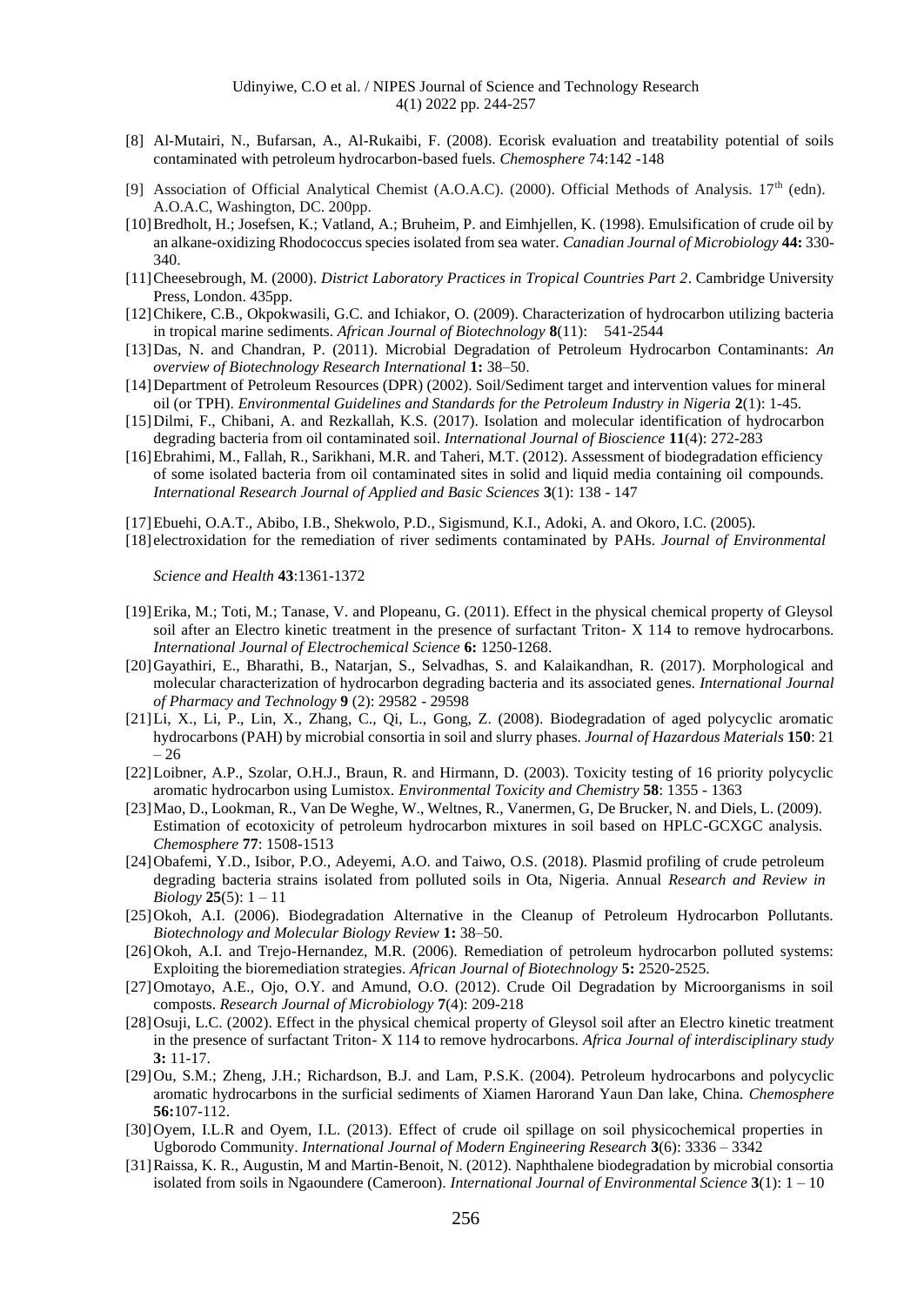[8] Al-Mutairi, N., Bufarsan, A., Al-Rukaibi, F. (2008). Ecorisk evaluation and treatability potential of soils contaminated with petroleum hydrocarbon-based fuels. *Chemosphere* 74:142 -148

[9] Association of Official Analytical Chemist (A.O.A.C). (2000). Official Methods of Analysis. 17th (edn). A.O.A.C, Washington, DC. 200pp.

[10] Bredholt, H.; Josefsen, K.; Vatland, A.; Bruheim, P. and Eimhjellen, K. (1998). Emulsification of crude oil by an alkane-oxidizing Rhodococcus species isolated from sea water. *Canadian Journal of Microbiology* **44:** 330-340.

[11] Cheesebrough, M. (2000). *District Laboratory Practices in Tropical Countries Part 2*. Cambridge University Press, London. 435pp.

[12] Chikere, C.B., Okpokwasili, G.C. and Ichiakor, O. (2009). Characterization of hydrocarbon utilizing bacteria in tropical marine sediments. *African Journal of Biotechnology* **8**(11): 541-2544

[13] Das, N. and Chandran, P. (2011). Microbial Degradation of Petroleum Hydrocarbon Contaminants: *An overview of Biotechnology Research International* **1:** 38–50.

[14] Department of Petroleum Resources (DPR) (2002). Soil/Sediment target and intervention values for mineral oil (or TPH). *Environmental Guidelines and Standards for the Petroleum Industry in Nigeria* **2**(1): 1-45.

[15] Dilmi, F., Chibani, A. and Rezkallah, K.S. (2017). Isolation and molecular identification of hydrocarbon degrading bacteria from oil contaminated soil. *International Journal of Bioscience* **11**(4): 272-283

[16] Ebrahimi, M., Fallah, R., Sarikhani, M.R. and Taheri, M.T. (2012). Assessment of biodegradation efficiency of some isolated bacteria from oil contaminated sites in solid and liquid media containing oil compounds. *International Research Journal of Applied and Basic Sciences* **3**(1): 138 - 147

[17] Ebuehi, O.A.T., Abibo, I.B., Shekwolo, P.D., Sigismund, K.I., Adoki, A. and Okoro, I.C. (2005).

[18] electroxidation for the remediation of river sediments contaminated by PAHs. *Journal of Environmental Science and Health* **43**:1361-1372

[19] Erika, M.; Toti, M.; Tanase, V. and Plopeanu, G. (2011). Effect in the physical chemical property of Gleysol soil after an Electro kinetic treatment in the presence of surfactant Triton- X 114 to remove hydrocarbons. *International Journal of Electrochemical Science* **6:** 1250-1268.

[20] Gayathiri, E., Bharathi, B., Natarjan, S., Selvadhas, S. and Kalaikandhan, R. (2017). Morphological and molecular characterization of hydrocarbon degrading bacteria and its associated genes. *International Journal of Pharmacy and Technology* **9** (2): 29582 - 29598

[21] Li, X., Li, P., Lin, X., Zhang, C., Qi, L., Gong, Z. (2008). Biodegradation of aged polycyclic aromatic hydrocarbons (PAH) by microbial consortia in soil and slurry phases. *Journal of Hazardous Materials* **150**: 21 – 26

[22] Loibner, A.P., Szolar, O.H.J., Braun, R. and Hirmann, D. (2003). Toxicity testing of 16 priority polycyclic aromatic hydrocarbon using Lumistox. *Environmental Toxicity and Chemistry* **58**: 1355 - 1363

[23] Mao, D., Lookman, R., Van De Weghe, W., Weltnes, R., Vanermen, G, De Brucker, N. and Diels, L. (2009). Estimation of ecotoxicity of petroleum hydrocarbon mixtures in soil based on HPLC-GCXGC analysis. *Chemosphere* **77**: 1508-1513

[24] Obafemi, Y.D., Isibor, P.O., Adeyemi, A.O. and Taiwo, O.S. (2018). Plasmid profiling of crude petroleum degrading bacteria strains isolated from polluted soils in Ota, Nigeria. Annual *Research and Review in Biology* **25**(5): 1 – 11

[25] Okoh, A.I. (2006). Biodegradation Alternative in the Cleanup of Petroleum Hydrocarbon Pollutants. *Biotechnology and Molecular Biology Review* **1:** 38–50.

[26] Okoh, A.I. and Trejo-Hernandez, M.R. (2006). Remediation of petroleum hydrocarbon polluted systems: Exploiting the bioremediation strategies. *African Journal of Biotechnology* **5:** 2520-2525.

[27] Omotayo, A.E., Ojo, O.Y. and Amund, O.O. (2012). Crude Oil Degradation by Microorganisms in soil composts. *Research Journal of Microbiology* **7**(4): 209-218

[28] Osuji, L.C. (2002). Effect in the physical chemical property of Gleysol soil after an Electro kinetic treatment in the presence of surfactant Triton- X 114 to remove hydrocarbons. *Africa Journal of interdisciplinary study* **3:** 11-17.

[29] Ou, S.M.; Zheng, J.H.; Richardson, B.J. and Lam, P.S.K. (2004). Petroleum hydrocarbons and polycyclic aromatic hydrocarbons in the surficial sediments of Xiamen Harorand Yaun Dan lake, China. *Chemosphere* **56:**107-112.

[30] Oyem, I.L.R and Oyem, I.L. (2013). Effect of crude oil spillage on soil physicochemical properties in Ugborodo Community. *International Journal of Modern Engineering Research* **3**(6): 3336 – 3342

[31] Raissa, K. R., Augustin, M and Martin-Benoit, N. (2012). Naphthalene biodegradation by microbial consortia isolated from soils in Ngaoundere (Cameroon). *International Journal of Environmental Science* **3**(1): 1 – 10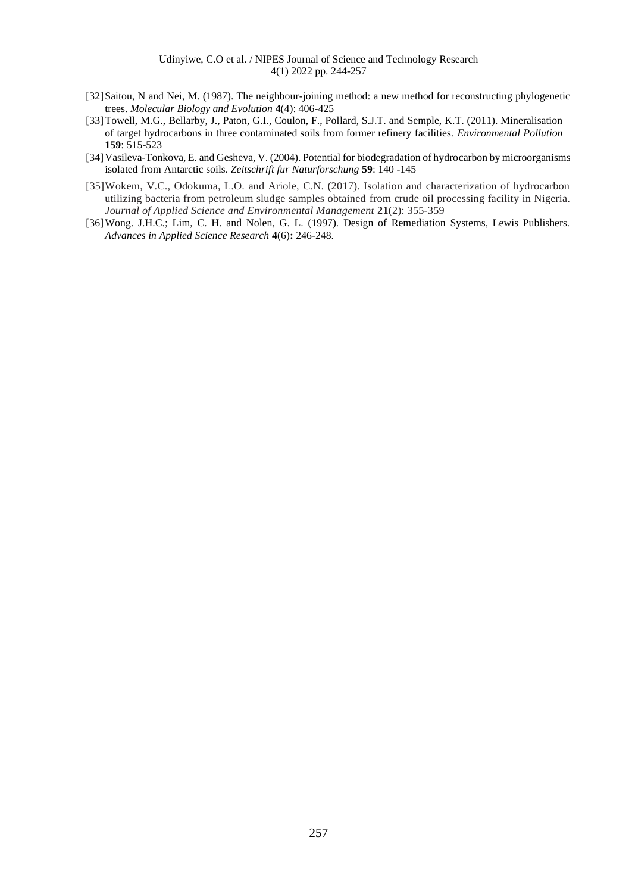[32] Saitou, N and Nei, M. (1987). The neighbour-joining method: a new method for reconstructing phylogenetic trees. *Molecular Biology and Evolution* **4**(4): 406-425

[33] Towell, M.G., Bellarby, J., Paton, G.I., Coulon, F., Pollard, S.J.T. and Semple, K.T. (2011). Mineralisation of target hydrocarbons in three contaminated soils from former refinery facilities. *Environmental Pollution* **159**: 515-523

[34] Vasileva-Tonkova, E. and Gesheva, V. (2004). Potential for biodegradation of hydrocarbon by microorganisms isolated from Antarctic soils. *Zeitschrift fur Naturforschung* **59**: 140 -145

[35] Wokem, V.C., Odokuma, L.O. and Ariole, C.N. (2017). Isolation and characterization of hydrocarbon utilizing bacteria from petroleum sludge samples obtained from crude oil processing facility in Nigeria. *Journal of Applied Science and Environmental Management* **21**(2): 355-359

[36] Wong. J.H.C.; Lim, C. H. and Nolen, G. L. (1997). Design of Remediation Systems, Lewis Publishers. *Advances in Applied Science Research* **4**(6)**:** 246-248.